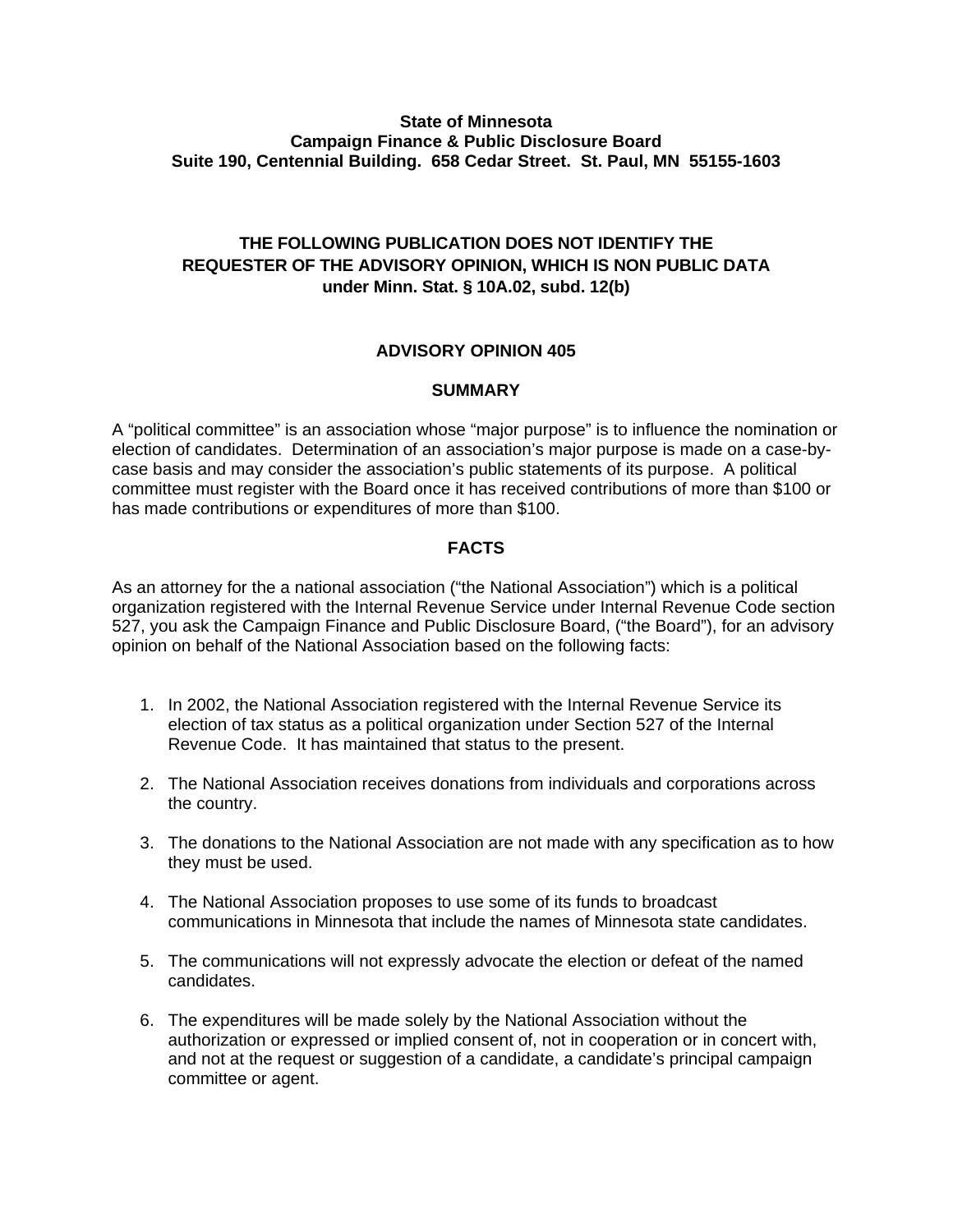**State of Minnesota**
**Campaign Finance & Public Disclosure Board**
**Suite 190, Centennial Building. 658 Cedar Street. St. Paul, MN 55155-1603**

**THE FOLLOWING PUBLICATION DOES NOT IDENTIFY THE REQUESTER OF THE ADVISORY OPINION, WHICH IS NON PUBLIC DATA under Minn. Stat. § 10A.02, subd. 12(b)**

# ADVISORY OPINION 405

## SUMMARY

A "political committee" is an association whose "major purpose" is to influence the nomination or election of candidates. Determination of an association's major purpose is made on a case-by-case basis and may consider the association's public statements of its purpose. A political committee must register with the Board once it has received contributions of more than $100 or has made contributions or expenditures of more than $100.

## FACTS

As an attorney for the a national association ("the National Association") which is a political organization registered with the Internal Revenue Service under Internal Revenue Code section 527, you ask the Campaign Finance and Public Disclosure Board, ("the Board"), for an advisory opinion on behalf of the National Association based on the following facts:

1. In 2002, the National Association registered with the Internal Revenue Service its election of tax status as a political organization under Section 527 of the Internal Revenue Code. It has maintained that status to the present.

2. The National Association receives donations from individuals and corporations across the country.

3. The donations to the National Association are not made with any specification as to how they must be used.

4. The National Association proposes to use some of its funds to broadcast communications in Minnesota that include the names of Minnesota state candidates.

5. The communications will not expressly advocate the election or defeat of the named candidates.

6. The expenditures will be made solely by the National Association without the authorization or expressed or implied consent of, not in cooperation or in concert with, and not at the request or suggestion of a candidate, a candidate's principal campaign committee or agent.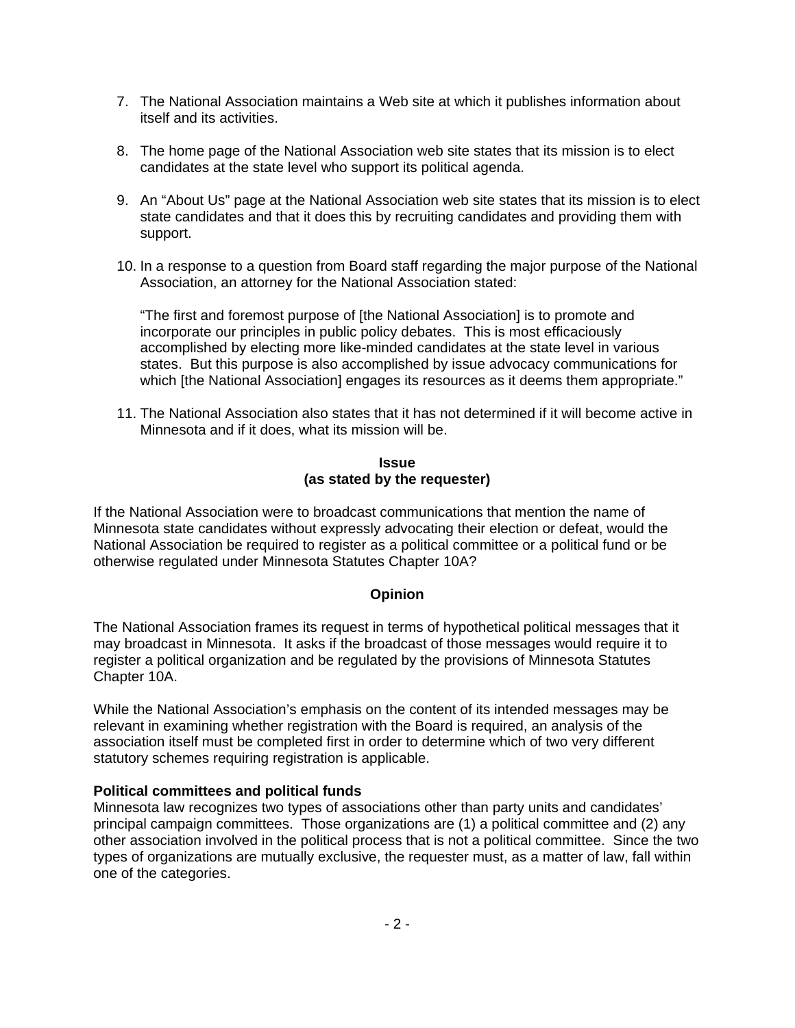7. The National Association maintains a Web site at which it publishes information about itself and its activities.

8. The home page of the National Association web site states that its mission is to elect candidates at the state level who support its political agenda.

9. An "About Us" page at the National Association web site states that its mission is to elect state candidates and that it does this by recruiting candidates and providing them with support.

10. In a response to a question from Board staff regarding the major purpose of the National Association, an attorney for the National Association stated:

    "The first and foremost purpose of [the National Association] is to promote and incorporate our principles in public policy debates. This is most efficaciously accomplished by electing more like-minded candidates at the state level in various states. But this purpose is also accomplished by issue advocacy communications for which [the National Association] engages its resources as it deems them appropriate."

11. The National Association also states that it has not determined if it will become active in Minnesota and if it does, what its mission will be.

**Issue**
**(as stated by the requester)**

If the National Association were to broadcast communications that mention the name of Minnesota state candidates without expressly advocating their election or defeat, would the National Association be required to register as a political committee or a political fund or be otherwise regulated under Minnesota Statutes Chapter 10A?

**Opinion**

The National Association frames its request in terms of hypothetical political messages that it may broadcast in Minnesota. It asks if the broadcast of those messages would require it to register a political organization and be regulated by the provisions of Minnesota Statutes Chapter 10A.

While the National Association's emphasis on the content of its intended messages may be relevant in examining whether registration with the Board is required, an analysis of the association itself must be completed first in order to determine which of two very different statutory schemes requiring registration is applicable.

**Political committees and political funds**

Minnesota law recognizes two types of associations other than party units and candidates' principal campaign committees. Those organizations are (1) a political committee and (2) any other association involved in the political process that is not a political committee. Since the two types of organizations are mutually exclusive, the requester must, as a matter of law, fall within one of the categories.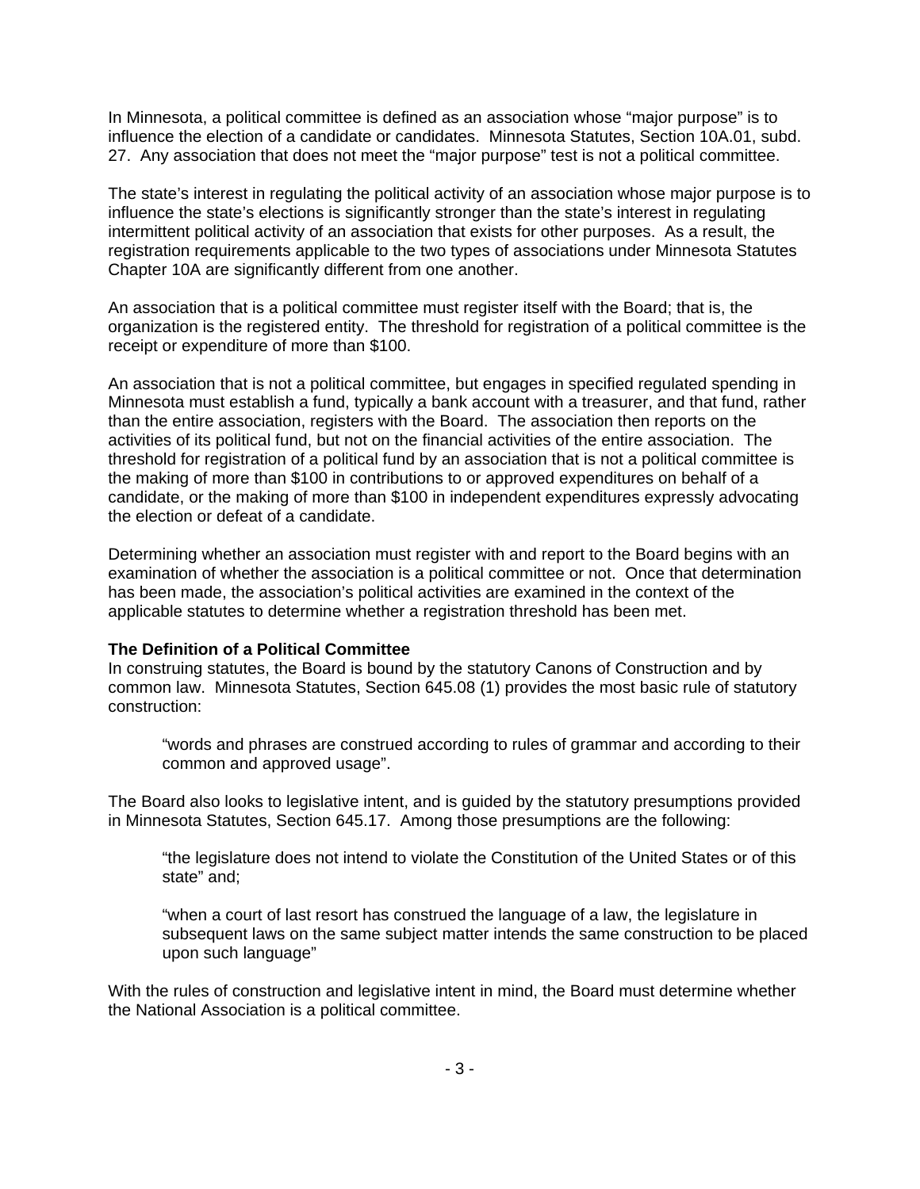In Minnesota, a political committee is defined as an association whose "major purpose" is to influence the election of a candidate or candidates. Minnesota Statutes, Section 10A.01, subd. 27. Any association that does not meet the "major purpose" test is not a political committee.

The state's interest in regulating the political activity of an association whose major purpose is to influence the state's elections is significantly stronger than the state's interest in regulating intermittent political activity of an association that exists for other purposes. As a result, the registration requirements applicable to the two types of associations under Minnesota Statutes Chapter 10A are significantly different from one another.

An association that is a political committee must register itself with the Board; that is, the organization is the registered entity. The threshold for registration of a political committee is the receipt or expenditure of more than $100.

An association that is not a political committee, but engages in specified regulated spending in Minnesota must establish a fund, typically a bank account with a treasurer, and that fund, rather than the entire association, registers with the Board. The association then reports on the activities of its political fund, but not on the financial activities of the entire association. The threshold for registration of a political fund by an association that is not a political committee is the making of more than $100 in contributions to or approved expenditures on behalf of a candidate, or the making of more than $100 in independent expenditures expressly advocating the election or defeat of a candidate.

Determining whether an association must register with and report to the Board begins with an examination of whether the association is a political committee or not. Once that determination has been made, the association's political activities are examined in the context of the applicable statutes to determine whether a registration threshold has been met.

**The Definition of a Political Committee**

In construing statutes, the Board is bound by the statutory Canons of Construction and by common law. Minnesota Statutes, Section 645.08 (1) provides the most basic rule of statutory construction:

> "words and phrases are construed according to rules of grammar and according to their common and approved usage".

The Board also looks to legislative intent, and is guided by the statutory presumptions provided in Minnesota Statutes, Section 645.17. Among those presumptions are the following:

> "the legislature does not intend to violate the Constitution of the United States or of this state" and;
>
> "when a court of last resort has construed the language of a law, the legislature in subsequent laws on the same subject matter intends the same construction to be placed upon such language"

With the rules of construction and legislative intent in mind, the Board must determine whether the National Association is a political committee.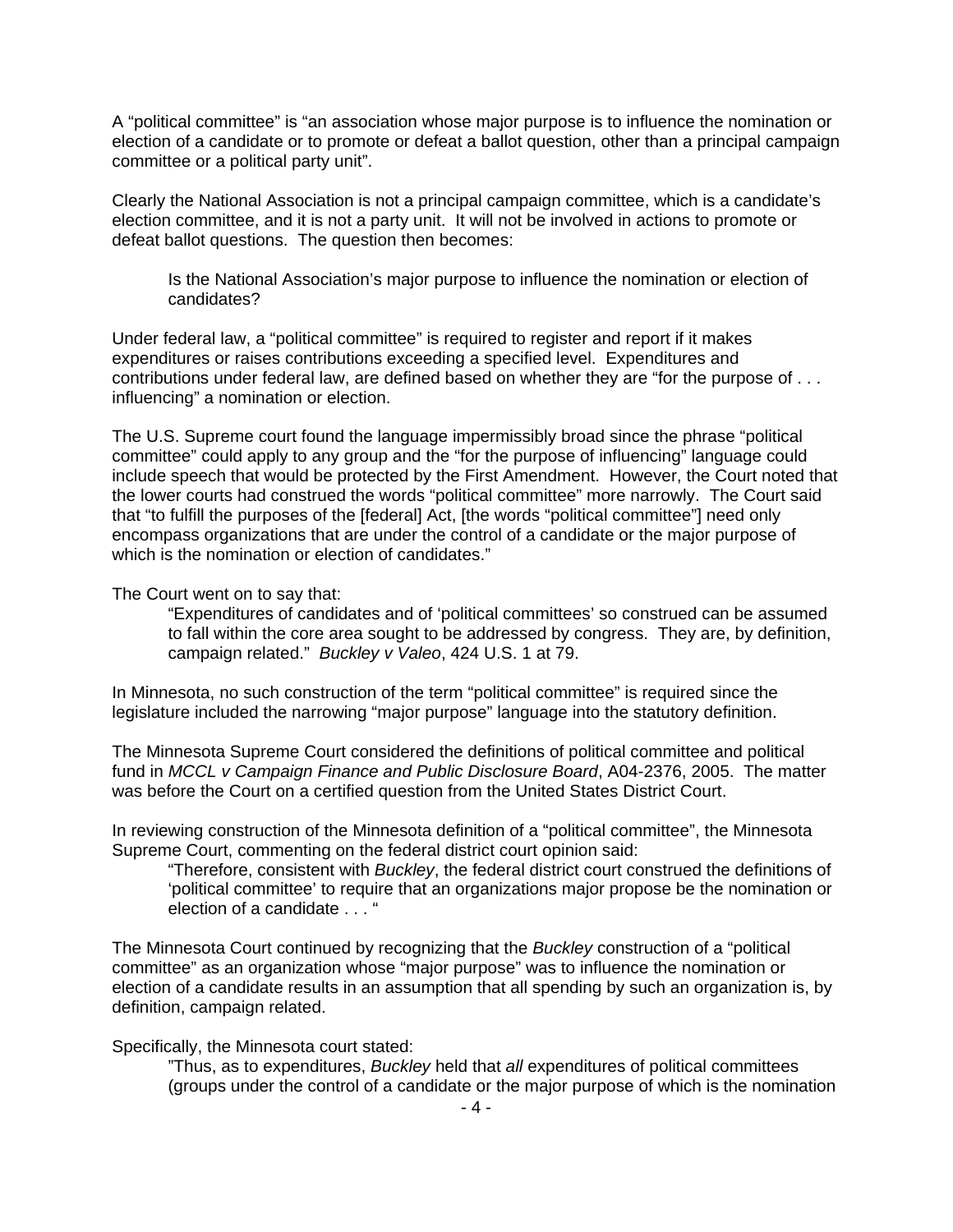A "political committee" is "an association whose major purpose is to influence the nomination or election of a candidate or to promote or defeat a ballot question, other than a principal campaign committee or a political party unit".

Clearly the National Association is not a principal campaign committee, which is a candidate's election committee, and it is not a party unit. It will not be involved in actions to promote or defeat ballot questions. The question then becomes:

> Is the National Association's major purpose to influence the nomination or election of candidates?

Under federal law, a "political committee" is required to register and report if it makes expenditures or raises contributions exceeding a specified level. Expenditures and contributions under federal law, are defined based on whether they are "for the purpose of . . . influencing" a nomination or election.

The U.S. Supreme court found the language impermissibly broad since the phrase "political committee" could apply to any group and the "for the purpose of influencing" language could include speech that would be protected by the First Amendment. However, the Court noted that the lower courts had construed the words "political committee" more narrowly. The Court said that "to fulfill the purposes of the [federal] Act, [the words "political committee"] need only encompass organizations that are under the control of a candidate or the major purpose of which is the nomination or election of candidates."

The Court went on to say that:

> "Expenditures of candidates and of 'political committees' so construed can be assumed to fall within the core area sought to be addressed by congress. They are, by definition, campaign related." *Buckley v Valeo*, 424 U.S. 1 at 79.

In Minnesota, no such construction of the term "political committee" is required since the legislature included the narrowing "major purpose" language into the statutory definition.

The Minnesota Supreme Court considered the definitions of political committee and political fund in *MCCL v Campaign Finance and Public Disclosure Board*, A04-2376, 2005. The matter was before the Court on a certified question from the United States District Court.

In reviewing construction of the Minnesota definition of a "political committee", the Minnesota Supreme Court, commenting on the federal district court opinion said:

> "Therefore, consistent with *Buckley*, the federal district court construed the definitions of 'political committee' to require that an organizations major propose be the nomination or election of a candidate . . . "

The Minnesota Court continued by recognizing that the *Buckley* construction of a "political committee" as an organization whose "major purpose" was to influence the nomination or election of a candidate results in an assumption that all spending by such an organization is, by definition, campaign related.

Specifically, the Minnesota court stated:

> "Thus, as to expenditures, *Buckley* held that *all* expenditures of political committees (groups under the control of a candidate or the major purpose of which is the nomination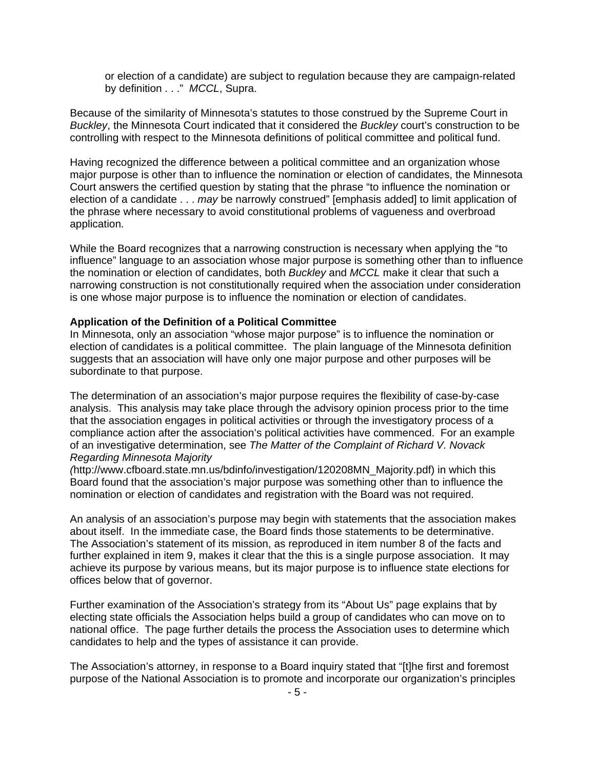> or election of a candidate) are subject to regulation because they are campaign-related by definition . . ." *MCCL*, Supra.

Because of the similarity of Minnesota's statutes to those construed by the Supreme Court in *Buckley*, the Minnesota Court indicated that it considered the *Buckley* court's construction to be controlling with respect to the Minnesota definitions of political committee and political fund.

Having recognized the difference between a political committee and an organization whose major purpose is other than to influence the nomination or election of candidates, the Minnesota Court answers the certified question by stating that the phrase "to influence the nomination or election of a candidate . . . *may* be narrowly construed" [emphasis added] to limit application of the phrase where necessary to avoid constitutional problems of vagueness and overbroad application.

While the Board recognizes that a narrowing construction is necessary when applying the "to influence" language to an association whose major purpose is something other than to influence the nomination or election of candidates, both *Buckley* and *MCCL* make it clear that such a narrowing construction is not constitutionally required when the association under consideration is one whose major purpose is to influence the nomination or election of candidates.

**Application of the Definition of a Political Committee**

In Minnesota, only an association "whose major purpose" is to influence the nomination or election of candidates is a political committee. The plain language of the Minnesota definition suggests that an association will have only one major purpose and other purposes will be subordinate to that purpose.

The determination of an association's major purpose requires the flexibility of case-by-case analysis. This analysis may take place through the advisory opinion process prior to the time that the association engages in political activities or through the investigatory process of a compliance action after the association's political activities have commenced. For an example of an investigative determination, see *The Matter of the Complaint of Richard V. Novack Regarding Minnesota Majority (*http://www.cfboard.state.mn.us/bdinfo/investigation/120208MN_Majority.pdf) in which this Board found that the association's major purpose was something other than to influence the nomination or election of candidates and registration with the Board was not required.

An analysis of an association's purpose may begin with statements that the association makes about itself. In the immediate case, the Board finds those statements to be determinative. The Association's statement of its mission, as reproduced in item number 8 of the facts and further explained in item 9, makes it clear that the this is a single purpose association. It may achieve its purpose by various means, but its major purpose is to influence state elections for offices below that of governor.

Further examination of the Association's strategy from its "About Us" page explains that by electing state officials the Association helps build a group of candidates who can move on to national office. The page further details the process the Association uses to determine which candidates to help and the types of assistance it can provide.

The Association's attorney, in response to a Board inquiry stated that "[t]he first and foremost purpose of the National Association is to promote and incorporate our organization's principles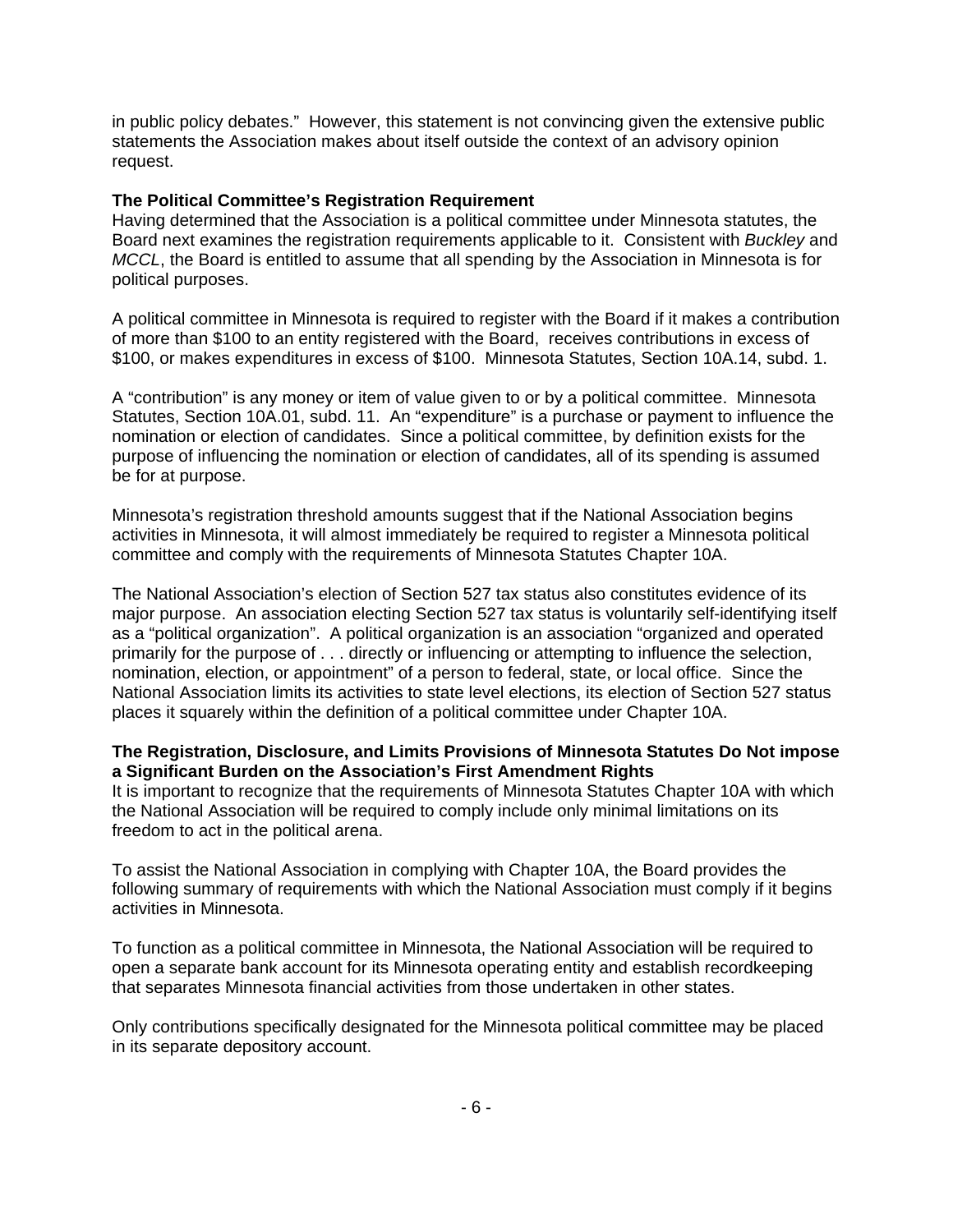in public policy debates." However, this statement is not convincing given the extensive public statements the Association makes about itself outside the context of an advisory opinion request.

**The Political Committee's Registration Requirement**

Having determined that the Association is a political committee under Minnesota statutes, the Board next examines the registration requirements applicable to it. Consistent with *Buckley* and *MCCL*, the Board is entitled to assume that all spending by the Association in Minnesota is for political purposes.

A political committee in Minnesota is required to register with the Board if it makes a contribution of more than $100 to an entity registered with the Board, receives contributions in excess of $100, or makes expenditures in excess of $100. Minnesota Statutes, Section 10A.14, subd. 1.

A "contribution" is any money or item of value given to or by a political committee. Minnesota Statutes, Section 10A.01, subd. 11. An "expenditure" is a purchase or payment to influence the nomination or election of candidates. Since a political committee, by definition exists for the purpose of influencing the nomination or election of candidates, all of its spending is assumed be for at purpose.

Minnesota's registration threshold amounts suggest that if the National Association begins activities in Minnesota, it will almost immediately be required to register a Minnesota political committee and comply with the requirements of Minnesota Statutes Chapter 10A.

The National Association's election of Section 527 tax status also constitutes evidence of its major purpose. An association electing Section 527 tax status is voluntarily self-identifying itself as a "political organization". A political organization is an association "organized and operated primarily for the purpose of . . . directly or influencing or attempting to influence the selection, nomination, election, or appointment" of a person to federal, state, or local office. Since the National Association limits its activities to state level elections, its election of Section 527 status places it squarely within the definition of a political committee under Chapter 10A.

**The Registration, Disclosure, and Limits Provisions of Minnesota Statutes Do Not impose a Significant Burden on the Association's First Amendment Rights**

It is important to recognize that the requirements of Minnesota Statutes Chapter 10A with which the National Association will be required to comply include only minimal limitations on its freedom to act in the political arena.

To assist the National Association in complying with Chapter 10A, the Board provides the following summary of requirements with which the National Association must comply if it begins activities in Minnesota.

To function as a political committee in Minnesota, the National Association will be required to open a separate bank account for its Minnesota operating entity and establish recordkeeping that separates Minnesota financial activities from those undertaken in other states.

Only contributions specifically designated for the Minnesota political committee may be placed in its separate depository account.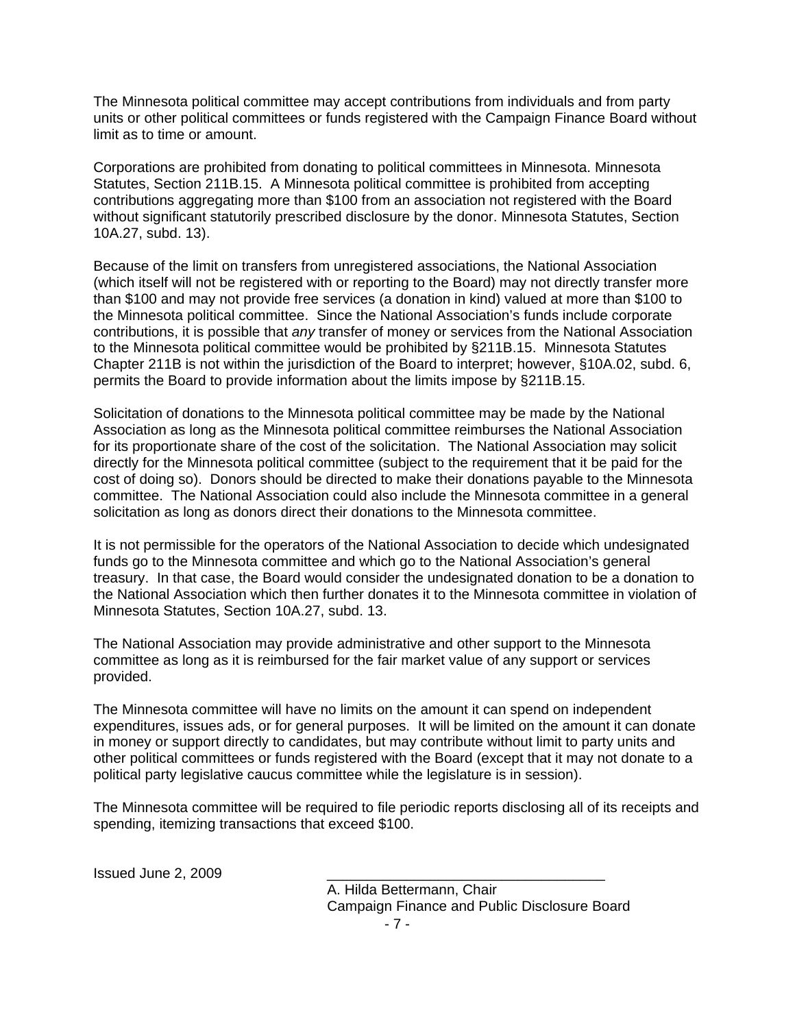The Minnesota political committee may accept contributions from individuals and from party units or other political committees or funds registered with the Campaign Finance Board without limit as to time or amount.

Corporations are prohibited from donating to political committees in Minnesota. Minnesota Statutes, Section 211B.15. A Minnesota political committee is prohibited from accepting contributions aggregating more than $100 from an association not registered with the Board without significant statutorily prescribed disclosure by the donor. Minnesota Statutes, Section 10A.27, subd. 13).

Because of the limit on transfers from unregistered associations, the National Association (which itself will not be registered with or reporting to the Board) may not directly transfer more than $100 and may not provide free services (a donation in kind) valued at more than $100 to the Minnesota political committee. Since the National Association's funds include corporate contributions, it is possible that *any* transfer of money or services from the National Association to the Minnesota political committee would be prohibited by §211B.15. Minnesota Statutes Chapter 211B is not within the jurisdiction of the Board to interpret; however, §10A.02, subd. 6, permits the Board to provide information about the limits impose by §211B.15.

Solicitation of donations to the Minnesota political committee may be made by the National Association as long as the Minnesota political committee reimburses the National Association for its proportionate share of the cost of the solicitation. The National Association may solicit directly for the Minnesota political committee (subject to the requirement that it be paid for the cost of doing so). Donors should be directed to make their donations payable to the Minnesota committee. The National Association could also include the Minnesota committee in a general solicitation as long as donors direct their donations to the Minnesota committee.

It is not permissible for the operators of the National Association to decide which undesignated funds go to the Minnesota committee and which go to the National Association's general treasury. In that case, the Board would consider the undesignated donation to be a donation to the National Association which then further donates it to the Minnesota committee in violation of Minnesota Statutes, Section 10A.27, subd. 13.

The National Association may provide administrative and other support to the Minnesota committee as long as it is reimbursed for the fair market value of any support or services provided.

The Minnesota committee will have no limits on the amount it can spend on independent expenditures, issues ads, or for general purposes. It will be limited on the amount it can donate in money or support directly to candidates, but may contribute without limit to party units and other political committees or funds registered with the Board (except that it may not donate to a political party legislative caucus committee while the legislature is in session).

The Minnesota committee will be required to file periodic reports disclosing all of its receipts and spending, itemizing transactions that exceed $100.

Issued June 2, 2009

\_\_\_\_\_\_\_\_\_\_\_\_\_\_\_\_\_\_\_\_\_\_\_\_\_\_\_\_\_\_\_\_\_\_\_

A. Hilda Bettermann, Chair
Campaign Finance and Public Disclosure Board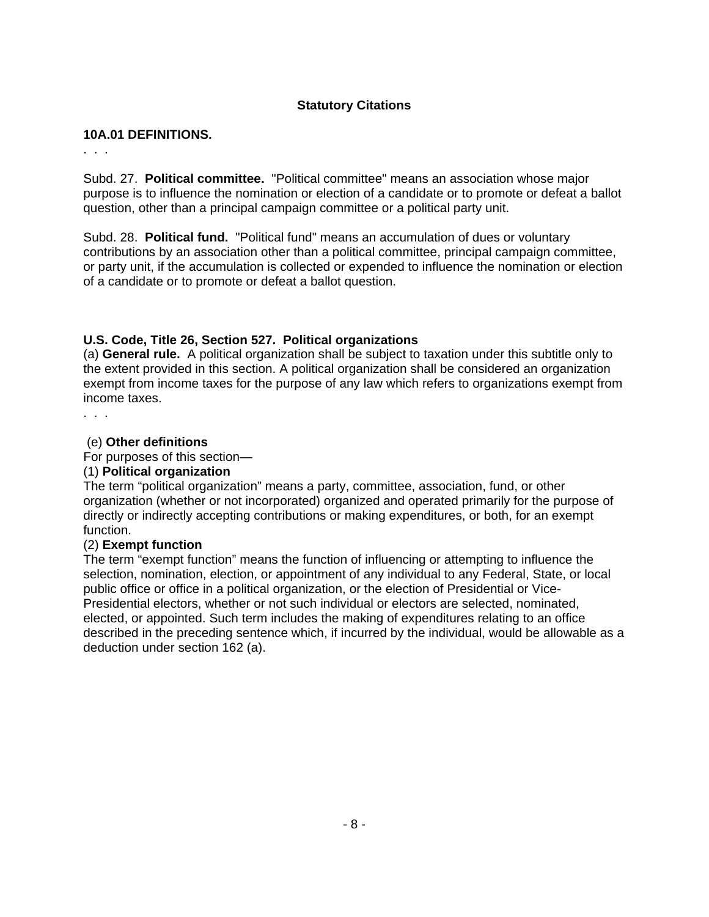## Statutory Citations

**10A.01 DEFINITIONS.**

. . .

Subd. 27. **Political committee.** "Political committee" means an association whose major purpose is to influence the nomination or election of a candidate or to promote or defeat a ballot question, other than a principal campaign committee or a political party unit.

Subd. 28. **Political fund.** "Political fund" means an accumulation of dues or voluntary contributions by an association other than a political committee, principal campaign committee, or party unit, if the accumulation is collected or expended to influence the nomination or election of a candidate or to promote or defeat a ballot question.

**U.S. Code, Title 26, Section 527. Political organizations**

(a) **General rule.** A political organization shall be subject to taxation under this subtitle only to the extent provided in this section. A political organization shall be considered an organization exempt from income taxes for the purpose of any law which refers to organizations exempt from income taxes.

. . .

(e) **Other definitions**

For purposes of this section—

(1) **Political organization**

The term "political organization" means a party, committee, association, fund, or other organization (whether or not incorporated) organized and operated primarily for the purpose of directly or indirectly accepting contributions or making expenditures, or both, for an exempt function.

(2) **Exempt function**

The term "exempt function" means the function of influencing or attempting to influence the selection, nomination, election, or appointment of any individual to any Federal, State, or local public office or office in a political organization, or the election of Presidential or Vice-Presidential electors, whether or not such individual or electors are selected, nominated, elected, or appointed. Such term includes the making of expenditures relating to an office described in the preceding sentence which, if incurred by the individual, would be allowable as a deduction under section 162 (a).